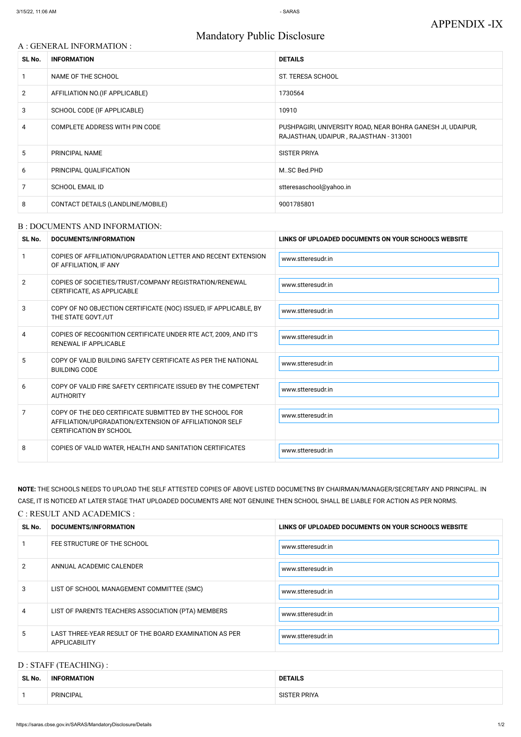APPENDIX -IX

# Mandatory Public Disclosure

## A : GENERAL INFORMATION :

| SL No. | INFORMATION | DETAILS |
|---|---|---|
| 1 | NAME OF THE SCHOOL | ST. TERESA SCHOOL |
| 2 | AFFILIATION NO.(IF APPLICABLE) | 1730564 |
| 3 | SCHOOL CODE (IF APPLICABLE) | 10910 |
| 4 | COMPLETE ADDRESS WITH PIN CODE | PUSHPAGIRI, UNIVERSITY ROAD, NEAR BOHRA GANESH JI, UDAIPUR, RAJASTHAN, UDAIPUR , RAJASTHAN - 313001 |
| 5 | PRINCIPAL NAME | SISTER PRIYA |
| 6 | PRINCIPAL QUALIFICATION | M..SC Bed.PHD |
| 7 | SCHOOL EMAIL ID | stteresaschool@yahoo.in |
| 8 | CONTACT DETAILS (LANDLINE/MOBILE) | 9001785801 |

## B : DOCUMENTS AND INFORMATION:

| SL No. | DOCUMENTS/INFORMATION | LINKS OF UPLOADED DOCUMENTS ON YOUR SCHOOL'S WEBSITE |
|---|---|---|
| 1 | COPIES OF AFFILIATION/UPGRADATION LETTER AND RECENT EXTENSION OF AFFILIATION, IF ANY | www.stteresudr.in |
| 2 | COPIES OF SOCIETIES/TRUST/COMPANY REGISTRATION/RENEWAL CERTIFICATE, AS APPLICABLE | www.stteresudr.in |
| 3 | COPY OF NO OBJECTION CERTIFICATE (NOC) ISSUED, IF APPLICABLE, BY THE STATE GOVT./UT | www.stteresudr.in |
| 4 | COPIES OF RECOGNITION CERTIFICATE UNDER RTE ACT, 2009, AND IT'S RENEWAL IF APPLICABLE | www.stteresudr.in |
| 5 | COPY OF VALID BUILDING SAFETY CERTIFICATE AS PER THE NATIONAL BUILDING CODE | www.stteresudr.in |
| 6 | COPY OF VALID FIRE SAFETY CERTIFICATE ISSUED BY THE COMPETENT AUTHORITY | www.stteresudr.in |
| 7 | COPY OF THE DEO CERTIFICATE SUBMITTED BY THE SCHOOL FOR AFFILIATION/UPGRADATION/EXTENSION OF AFFILIATIONOR SELF CERTIFICATION BY SCHOOL | www.stteresudr.in |
| 8 | COPIES OF VALID WATER, HEALTH AND SANITATION CERTIFICATES | www.stteresudr.in |

**NOTE:** THE SCHOOLS NEEDS TO UPLOAD THE SELF ATTESTED COPIES OF ABOVE LISTED DOCUMETNS BY CHAIRMAN/MANAGER/SECRETARY AND PRINCIPAL. IN CASE, IT IS NOTICED AT LATER STAGE THAT UPLOADED DOCUMENTS ARE NOT GENUINE THEN SCHOOL SHALL BE LIABLE FOR ACTION AS PER NORMS.

## C : RESULT AND ACADEMICS :

| SL No. | DOCUMENTS/INFORMATION | LINKS OF UPLOADED DOCUMENTS ON YOUR SCHOOL'S WEBSITE |
|---|---|---|
| 1 | FEE STRUCTURE OF THE SCHOOL | www.stteresudr.in |
| 2 | ANNUAL ACADEMIC CALENDER | www.stteresudr.in |
| 3 | LIST OF SCHOOL MANAGEMENT COMMITTEE (SMC) | www.stteresudr.in |
| 4 | LIST OF PARENTS TEACHERS ASSOCIATION (PTA) MEMBERS | www.stteresudr.in |
| 5 | LAST THREE-YEAR RESULT OF THE BOARD EXAMINATION AS PER APPLICABILITY | www.stteresudr.in |

## D : STAFF (TEACHING) :

| SL No. | INFORMATION | DETAILS |
|---|---|---|
| 1 | PRINCIPAL | SISTER PRIYA |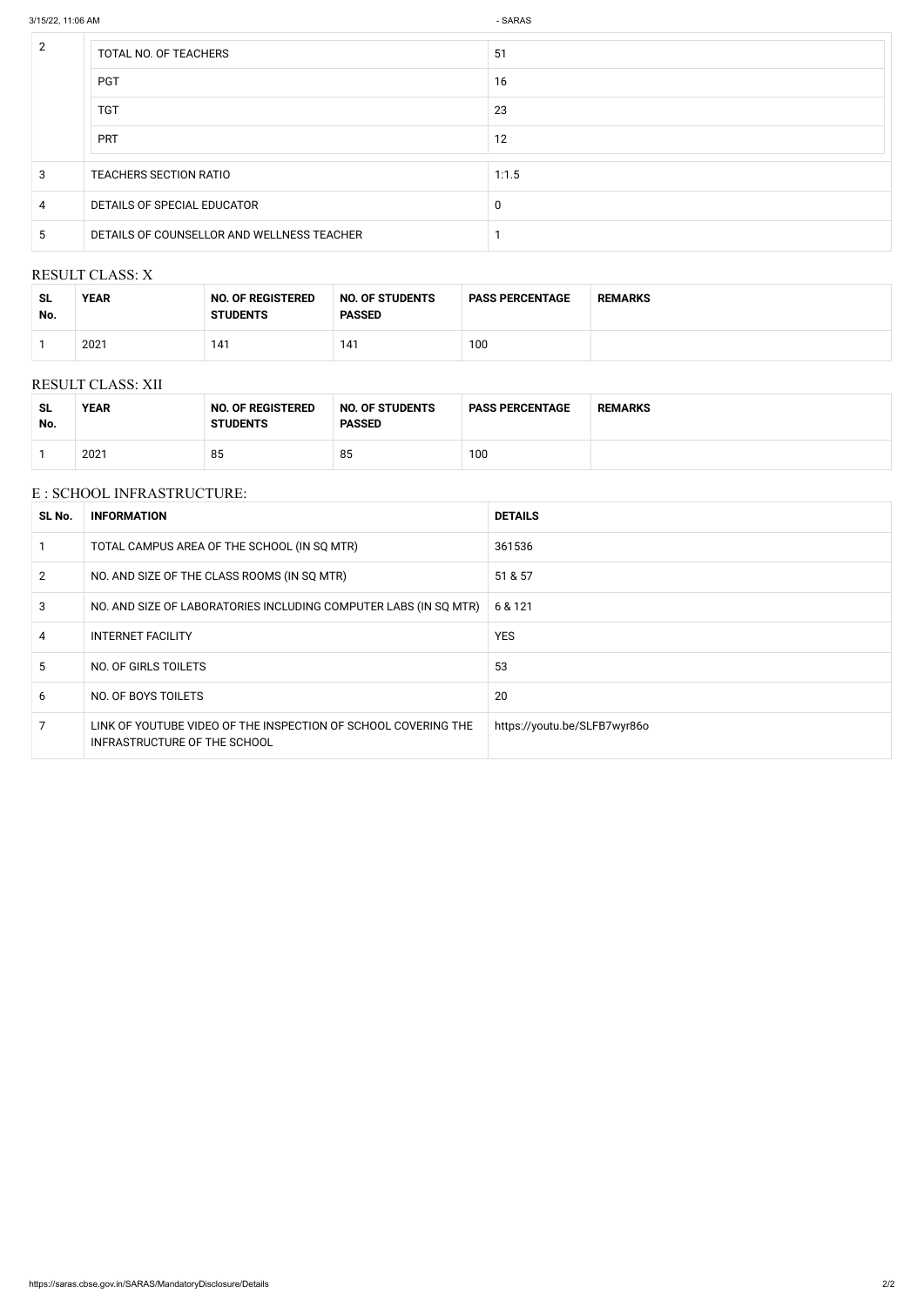| | | |
|---|---|---|
| 2 | TOTAL NO. OF TEACHERS | 51 |
| | PGT | 16 |
| | TGT | 23 |
| | PRT | 12 |
| 3 | TEACHERS SECTION RATIO | 1:1.5 |
| 4 | DETAILS OF SPECIAL EDUCATOR | 0 |
| 5 | DETAILS OF COUNSELLOR AND WELLNESS TEACHER | 1 |

## RESULT CLASS: X

| SL No. | YEAR | NO. OF REGISTERED STUDENTS | NO. OF STUDENTS PASSED | PASS PERCENTAGE | REMARKS |
|---|---|---|---|---|---|
| 1 | 2021 | 141 | 141 | 100 | |

## RESULT CLASS: XII

| SL No. | YEAR | NO. OF REGISTERED STUDENTS | NO. OF STUDENTS PASSED | PASS PERCENTAGE | REMARKS |
|---|---|---|---|---|---|
| 1 | 2021 | 85 | 85 | 100 | |

## E : SCHOOL INFRASTRUCTURE:

| SL No. | INFORMATION | DETAILS |
|---|---|---|
| 1 | TOTAL CAMPUS AREA OF THE SCHOOL (IN SQ MTR) | 361536 |
| 2 | NO. AND SIZE OF THE CLASS ROOMS (IN SQ MTR) | 51 & 57 |
| 3 | NO. AND SIZE OF LABORATORIES INCLUDING COMPUTER LABS (IN SQ MTR) | 6 & 121 |
| 4 | INTERNET FACILITY | YES |
| 5 | NO. OF GIRLS TOILETS | 53 |
| 6 | NO. OF BOYS TOILETS | 20 |
| 7 | LINK OF YOUTUBE VIDEO OF THE INSPECTION OF SCHOOL COVERING THE INFRASTRUCTURE OF THE SCHOOL | https://youtu.be/SLFB7wyr86o |